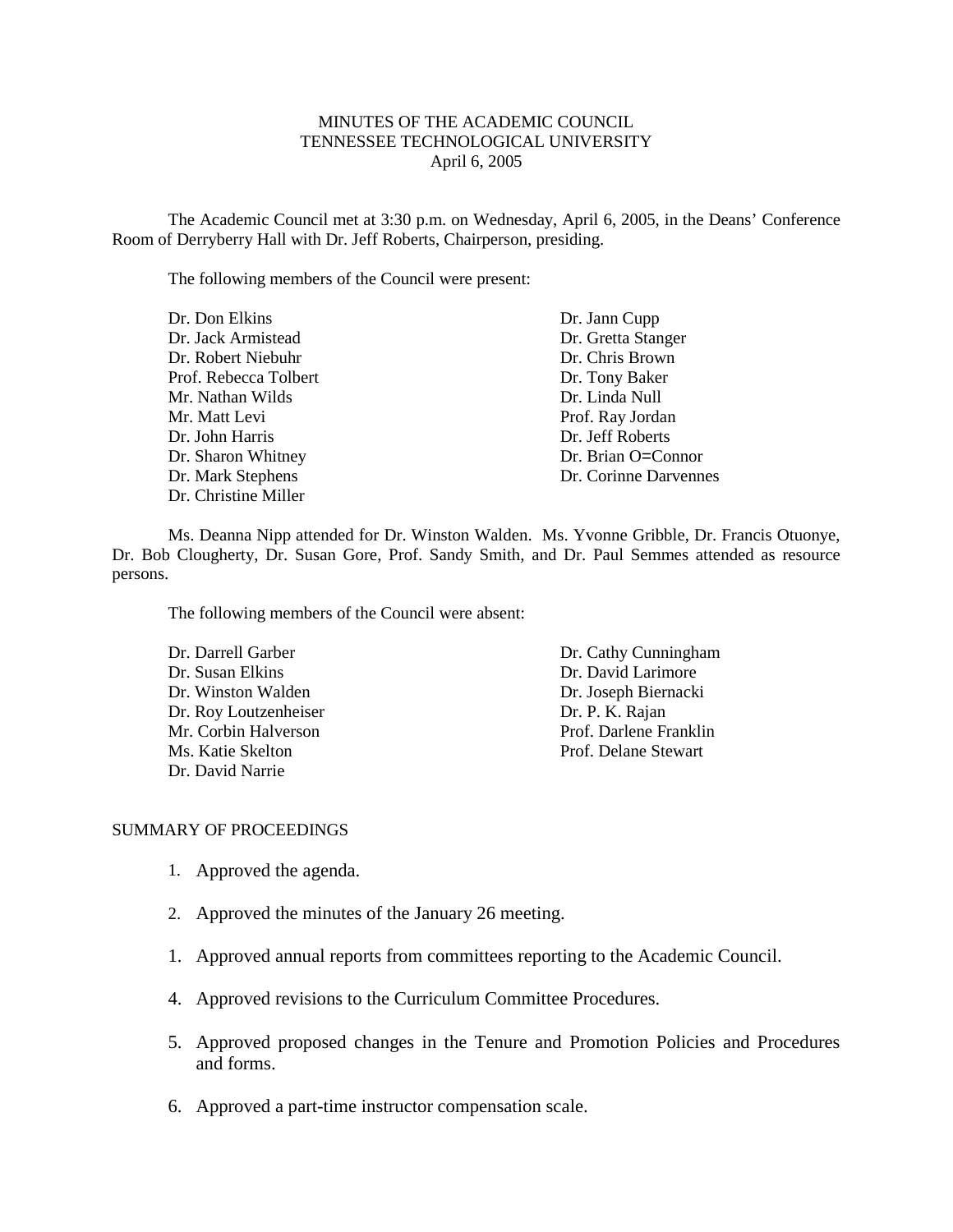MINUTES OF THE ACADEMIC COUNCIL
TENNESSEE TECHNOLOGICAL UNIVERSITY
April 6, 2005

The Academic Council met at 3:30 p.m. on Wednesday, April 6, 2005, in the Deans' Conference Room of Derryberry Hall with Dr. Jeff Roberts, Chairperson, presiding.

The following members of the Council were present:

Dr. Don Elkins
Dr. Jack Armistead
Dr. Robert Niebuhr
Prof. Rebecca Tolbert
Mr. Nathan Wilds
Mr. Matt Levi
Dr. John Harris
Dr. Sharon Whitney
Dr. Mark Stephens
Dr. Christine Miller
Dr. Jann Cupp
Dr. Gretta Stanger
Dr. Chris Brown
Dr. Tony Baker
Dr. Linda Null
Prof. Ray Jordan
Dr. Jeff Roberts
Dr. Brian O=Connor
Dr. Corinne Darvennes

Ms. Deanna Nipp attended for Dr. Winston Walden. Ms. Yvonne Gribble, Dr. Francis Otuonye, Dr. Bob Clougherty, Dr. Susan Gore, Prof. Sandy Smith, and Dr. Paul Semmes attended as resource persons.

The following members of the Council were absent:

Dr. Darrell Garber
Dr. Susan Elkins
Dr. Winston Walden
Dr. Roy Loutzenheiser
Mr. Corbin Halverson
Ms. Katie Skelton
Dr. David Narrie
Dr. Cathy Cunningham
Dr. David Larimore
Dr. Joseph Biernacki
Dr. P. K. Rajan
Prof. Darlene Franklin
Prof. Delane Stewart

SUMMARY OF PROCEEDINGS

1. Approved the agenda.

2. Approved the minutes of the January 26 meeting.

1. Approved annual reports from committees reporting to the Academic Council.

4. Approved revisions to the Curriculum Committee Procedures.

5. Approved proposed changes in the Tenure and Promotion Policies and Procedures and forms.

6. Approved a part-time instructor compensation scale.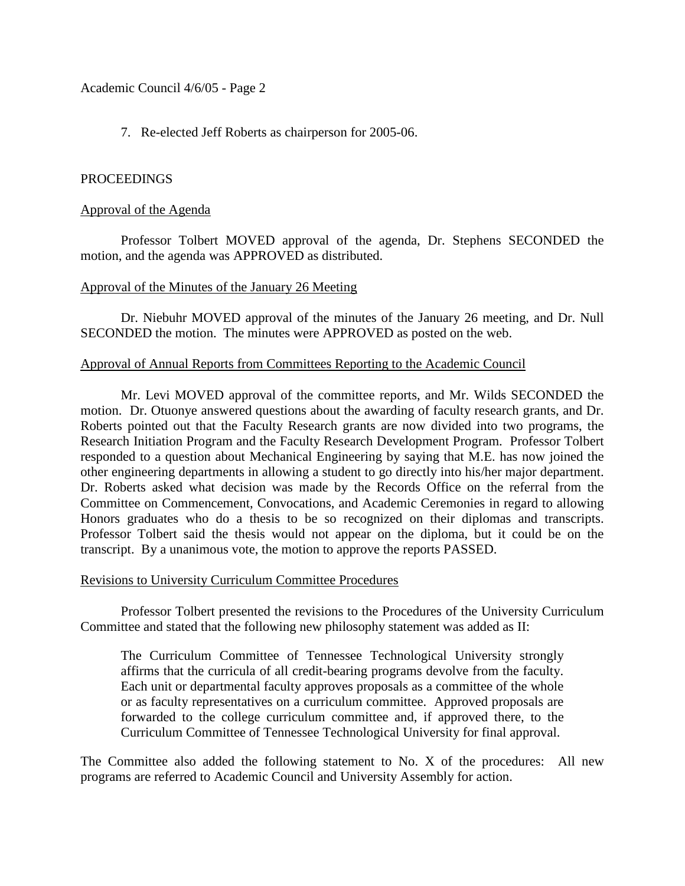7. Re-elected Jeff Roberts as chairperson for 2005-06.

## PROCEEDINGS

### Approval of the Agenda

Professor Tolbert MOVED approval of the agenda, Dr. Stephens SECONDED the motion, and the agenda was APPROVED as distributed.

### Approval of the Minutes of the January 26 Meeting

Dr. Niebuhr MOVED approval of the minutes of the January 26 meeting, and Dr. Null SECONDED the motion. The minutes were APPROVED as posted on the web.

### Approval of Annual Reports from Committees Reporting to the Academic Council

Mr. Levi MOVED approval of the committee reports, and Mr. Wilds SECONDED the motion. Dr. Otuonye answered questions about the awarding of faculty research grants, and Dr. Roberts pointed out that the Faculty Research grants are now divided into two programs, the Research Initiation Program and the Faculty Research Development Program. Professor Tolbert responded to a question about Mechanical Engineering by saying that M.E. has now joined the other engineering departments in allowing a student to go directly into his/her major department. Dr. Roberts asked what decision was made by the Records Office on the referral from the Committee on Commencement, Convocations, and Academic Ceremonies in regard to allowing Honors graduates who do a thesis to be so recognized on their diplomas and transcripts. Professor Tolbert said the thesis would not appear on the diploma, but it could be on the transcript. By a unanimous vote, the motion to approve the reports PASSED.

### Revisions to University Curriculum Committee Procedures

Professor Tolbert presented the revisions to the Procedures of the University Curriculum Committee and stated that the following new philosophy statement was added as II:

> The Curriculum Committee of Tennessee Technological University strongly affirms that the curricula of all credit-bearing programs devolve from the faculty. Each unit or departmental faculty approves proposals as a committee of the whole or as faculty representatives on a curriculum committee. Approved proposals are forwarded to the college curriculum committee and, if approved there, to the Curriculum Committee of Tennessee Technological University for final approval.

The Committee also added the following statement to No. X of the procedures: All new programs are referred to Academic Council and University Assembly for action.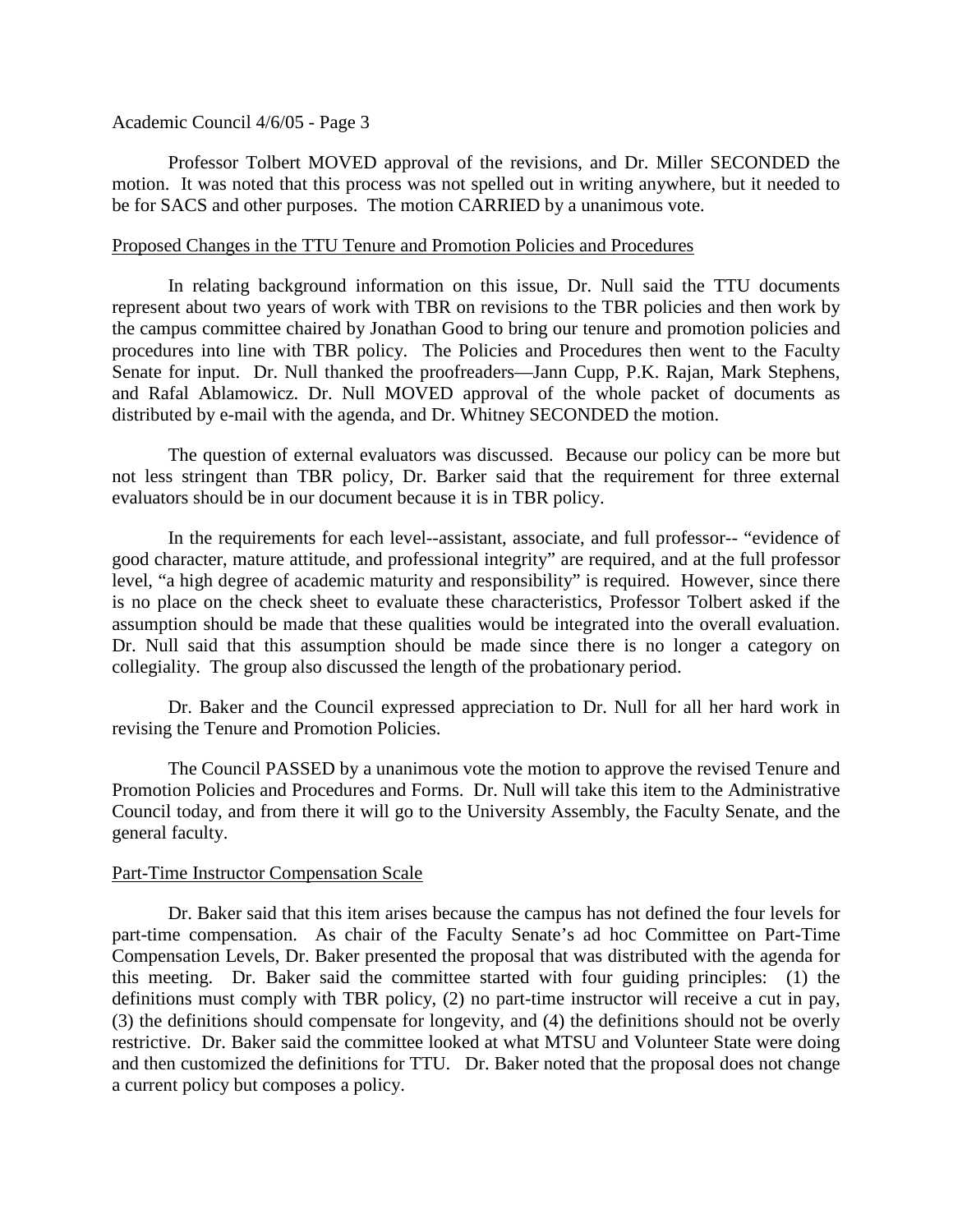Professor Tolbert MOVED approval of the revisions, and Dr. Miller SECONDED the motion. It was noted that this process was not spelled out in writing anywhere, but it needed to be for SACS and other purposes. The motion CARRIED by a unanimous vote.

<u>Proposed Changes in the TTU Tenure and Promotion Policies and Procedures</u>

In relating background information on this issue, Dr. Null said the TTU documents represent about two years of work with TBR on revisions to the TBR policies and then work by the campus committee chaired by Jonathan Good to bring our tenure and promotion policies and procedures into line with TBR policy. The Policies and Procedures then went to the Faculty Senate for input. Dr. Null thanked the proofreaders—Jann Cupp, P.K. Rajan, Mark Stephens, and Rafal Ablamowicz. Dr. Null MOVED approval of the whole packet of documents as distributed by e-mail with the agenda, and Dr. Whitney SECONDED the motion.

The question of external evaluators was discussed. Because our policy can be more but not less stringent than TBR policy, Dr. Barker said that the requirement for three external evaluators should be in our document because it is in TBR policy.

In the requirements for each level--assistant, associate, and full professor-- "evidence of good character, mature attitude, and professional integrity" are required, and at the full professor level, "a high degree of academic maturity and responsibility" is required. However, since there is no place on the check sheet to evaluate these characteristics, Professor Tolbert asked if the assumption should be made that these qualities would be integrated into the overall evaluation. Dr. Null said that this assumption should be made since there is no longer a category on collegiality. The group also discussed the length of the probationary period.

Dr. Baker and the Council expressed appreciation to Dr. Null for all her hard work in revising the Tenure and Promotion Policies.

The Council PASSED by a unanimous vote the motion to approve the revised Tenure and Promotion Policies and Procedures and Forms. Dr. Null will take this item to the Administrative Council today, and from there it will go to the University Assembly, the Faculty Senate, and the general faculty.

<u>Part-Time Instructor Compensation Scale</u>

Dr. Baker said that this item arises because the campus has not defined the four levels for part-time compensation. As chair of the Faculty Senate's ad hoc Committee on Part-Time Compensation Levels, Dr. Baker presented the proposal that was distributed with the agenda for this meeting. Dr. Baker said the committee started with four guiding principles: (1) the definitions must comply with TBR policy, (2) no part-time instructor will receive a cut in pay, (3) the definitions should compensate for longevity, and (4) the definitions should not be overly restrictive. Dr. Baker said the committee looked at what MTSU and Volunteer State were doing and then customized the definitions for TTU. Dr. Baker noted that the proposal does not change a current policy but composes a policy.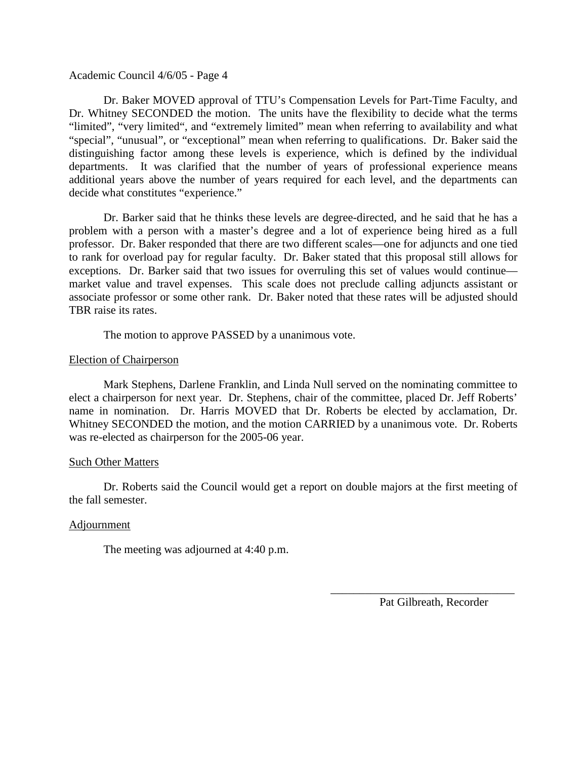Dr. Baker MOVED approval of TTU's Compensation Levels for Part-Time Faculty, and Dr. Whitney SECONDED the motion. The units have the flexibility to decide what the terms "limited", "very limited", and "extremely limited" mean when referring to availability and what "special", "unusual", or "exceptional" mean when referring to qualifications. Dr. Baker said the distinguishing factor among these levels is experience, which is defined by the individual departments. It was clarified that the number of years of professional experience means additional years above the number of years required for each level, and the departments can decide what constitutes "experience."

Dr. Barker said that he thinks these levels are degree-directed, and he said that he has a problem with a person with a master's degree and a lot of experience being hired as a full professor. Dr. Baker responded that there are two different scales—one for adjuncts and one tied to rank for overload pay for regular faculty. Dr. Baker stated that this proposal still allows for exceptions. Dr. Barker said that two issues for overruling this set of values would continue—market value and travel expenses. This scale does not preclude calling adjuncts assistant or associate professor or some other rank. Dr. Baker noted that these rates will be adjusted should TBR raise its rates.

The motion to approve PASSED by a unanimous vote.

## Election of Chairperson

Mark Stephens, Darlene Franklin, and Linda Null served on the nominating committee to elect a chairperson for next year. Dr. Stephens, chair of the committee, placed Dr. Jeff Roberts' name in nomination. Dr. Harris MOVED that Dr. Roberts be elected by acclamation, Dr. Whitney SECONDED the motion, and the motion CARRIED by a unanimous vote. Dr. Roberts was re-elected as chairperson for the 2005-06 year.

## Such Other Matters

Dr. Roberts said the Council would get a report on double majors at the first meeting of the fall semester.

## Adjournment

The meeting was adjourned at 4:40 p.m.

\_\_\_\_\_\_\_\_\_\_\_\_\_\_\_\_\_\_\_\_\_\_\_\_\_\_\_\_\_\_\_\_

Pat Gilbreath, Recorder